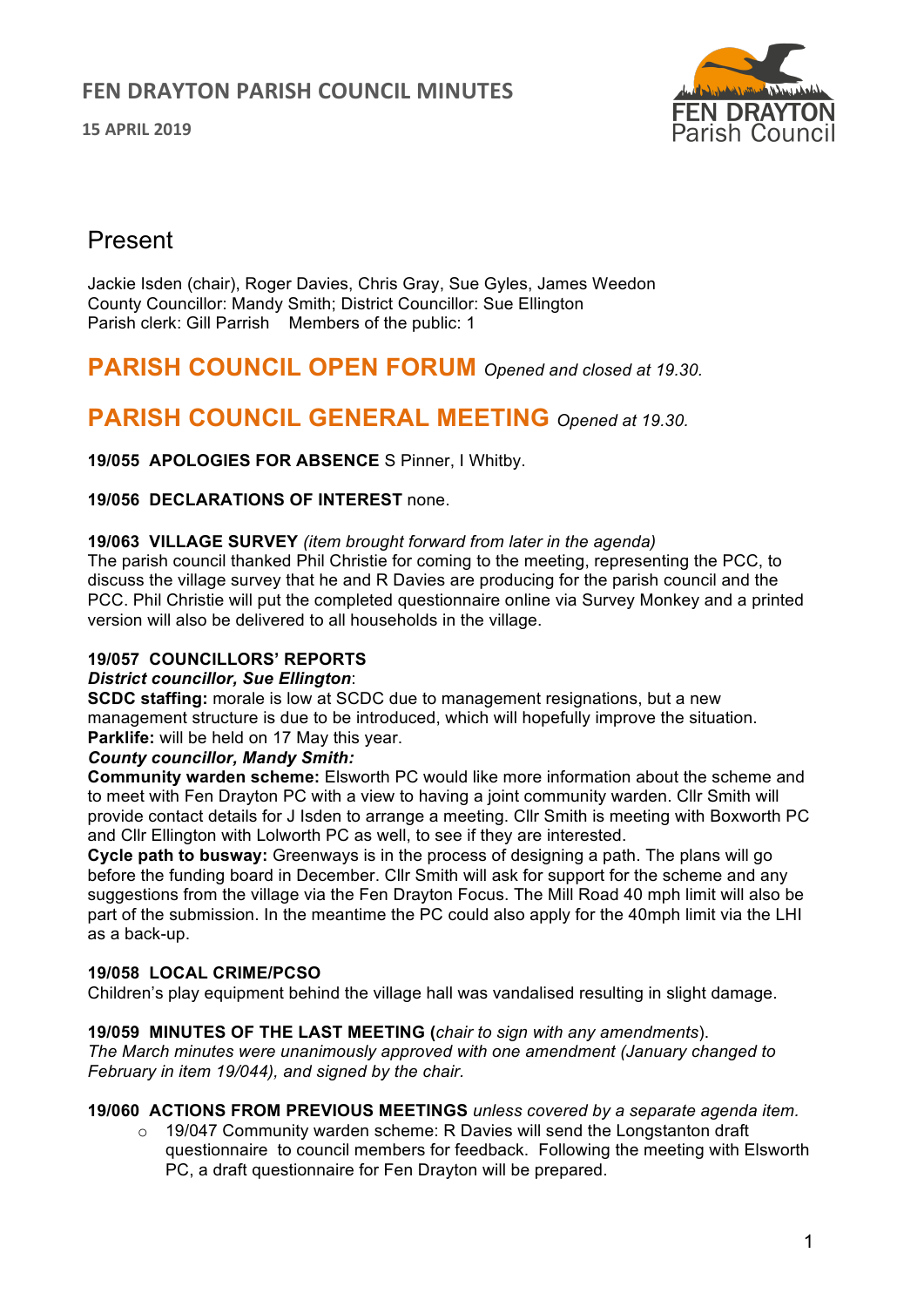# FEN DRAYTON PARISH COUNCIL MINUTES

**15 APRIL 2019**

## Present

Jackie Isden (chair), Roger Davies, Chris Gray, Sue Gyles, James Weedon
County Councillor: Mandy Smith; District Councillor: Sue Ellington
Parish clerk: Gill Parrish    Members of the public: 1

## PARISH COUNCIL OPEN FORUM *Opened and closed at 19.30.*

## PARISH COUNCIL GENERAL MEETING *Opened at 19.30.*

**19/055 APOLOGIES FOR ABSENCE** S Pinner, I Whitby.

**19/056 DECLARATIONS OF INTEREST** none.

**19/063 VILLAGE SURVEY** *(item brought forward from later in the agenda)*
The parish council thanked Phil Christie for coming to the meeting, representing the PCC, to discuss the village survey that he and R Davies are producing for the parish council and the PCC. Phil Christie will put the completed questionnaire online via Survey Monkey and a printed version will also be delivered to all households in the village.

**19/057 COUNCILLORS' REPORTS**

***District councillor, Sue Ellington***:

**SCDC staffing:** morale is low at SCDC due to management resignations, but a new management structure is due to be introduced, which will hopefully improve the situation.

**Parklife:** will be held on 17 May this year.

***County councillor, Mandy Smith:***

**Community warden scheme:** Elsworth PC would like more information about the scheme and to meet with Fen Drayton PC with a view to having a joint community warden. Cllr Smith will provide contact details for J Isden to arrange a meeting. Cllr Smith is meeting with Boxworth PC and Cllr Ellington with Lolworth PC as well, to see if they are interested.

**Cycle path to busway:** Greenways is in the process of designing a path. The plans will go before the funding board in December. Cllr Smith will ask for support for the scheme and any suggestions from the village via the Fen Drayton Focus. The Mill Road 40 mph limit will also be part of the submission. In the meantime the PC could also apply for the 40mph limit via the LHI as a back-up.

**19/058 LOCAL CRIME/PCSO**
Children's play equipment behind the village hall was vandalised resulting in slight damage.

**19/059 MINUTES OF THE LAST MEETING (***chair to sign with any amendments*).
*The March minutes were unanimously approved with one amendment (January changed to February in item 19/044), and signed by the chair.*

**19/060 ACTIONS FROM PREVIOUS MEETINGS** *unless covered by a separate agenda item.*

- 19/047 Community warden scheme: R Davies will send the Longstanton draft questionnaire to council members for feedback. Following the meeting with Elsworth PC, a draft questionnaire for Fen Drayton will be prepared.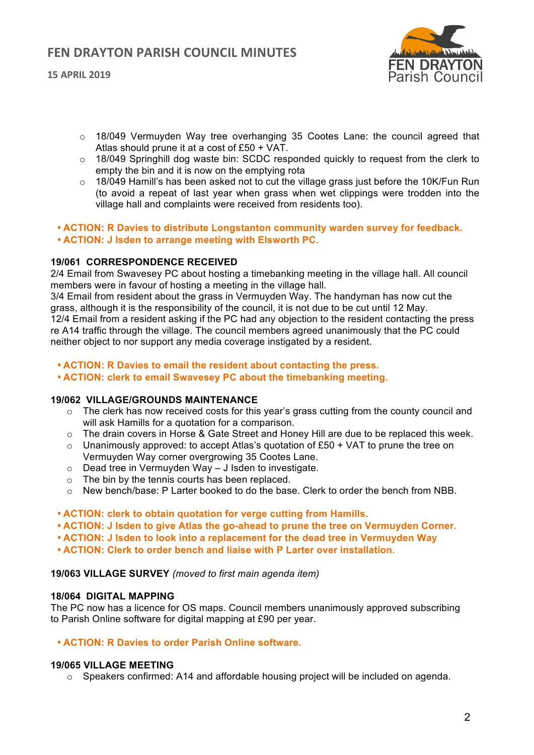- 18/049 Vermuyden Way tree overhanging 35 Cootes Lane: the council agreed that Atlas should prune it at a cost of £50 + VAT.
- 18/049 Springhill dog waste bin: SCDC responded quickly to request from the clerk to empty the bin and it is now on the emptying rota
- 18/049 Hamill's has been asked not to cut the village grass just before the 10K/Fun Run (to avoid a repeat of last year when grass when wet clippings were trodden into the village hall and complaints were received from residents too).

- **ACTION: R Davies to distribute Longstanton community warden survey for feedback.**
- **ACTION: J Isden to arrange meeting with Elsworth PC.**

### 19/061 CORRESPONDENCE RECEIVED

2/4 Email from Swavesey PC about hosting a timebanking meeting in the village hall. All council members were in favour of hosting a meeting in the village hall.
3/4 Email from resident about the grass in Vermuyden Way. The handyman has now cut the grass, although it is the responsibility of the council, it is not due to be cut until 12 May.
12/4 Email from a resident asking if the PC had any objection to the resident contacting the press re A14 traffic through the village. The council members agreed unanimously that the PC could neither object to nor support any media coverage instigated by a resident.

- **ACTION: R Davies to email the resident about contacting the press.**
- **ACTION: clerk to email Swavesey PC about the timebanking meeting.**

### 19/062 VILLAGE/GROUNDS MAINTENANCE

- The clerk has now received costs for this year's grass cutting from the county council and will ask Hamills for a quotation for a comparison.
- The drain covers in Horse & Gate Street and Honey Hill are due to be replaced this week.
- Unanimously approved: to accept Atlas's quotation of £50 + VAT to prune the tree on Vermuyden Way corner overgrowing 35 Cootes Lane.
- Dead tree in Vermuyden Way – J Isden to investigate.
- The bin by the tennis courts has been replaced.
- New bench/base: P Larter booked to do the base. Clerk to order the bench from NBB.

- **ACTION: clerk to obtain quotation for verge cutting from Hamills.**
- **ACTION: J Isden to give Atlas the go-ahead to prune the tree on Vermuyden Corner.**
- **ACTION: J Isden to look into a replacement for the dead tree in Vermuyden Way**
- **ACTION: Clerk to order bench and liaise with P Larter over installation.**

### 19/063 VILLAGE SURVEY *(moved to first main agenda item)*

### 18/064 DIGITAL MAPPING

The PC now has a licence for OS maps. Council members unanimously approved subscribing to Parish Online software for digital mapping at £90 per year.

- **ACTION: R Davies to order Parish Online software.**

### 19/065 VILLAGE MEETING

- Speakers confirmed: A14 and affordable housing project will be included on agenda.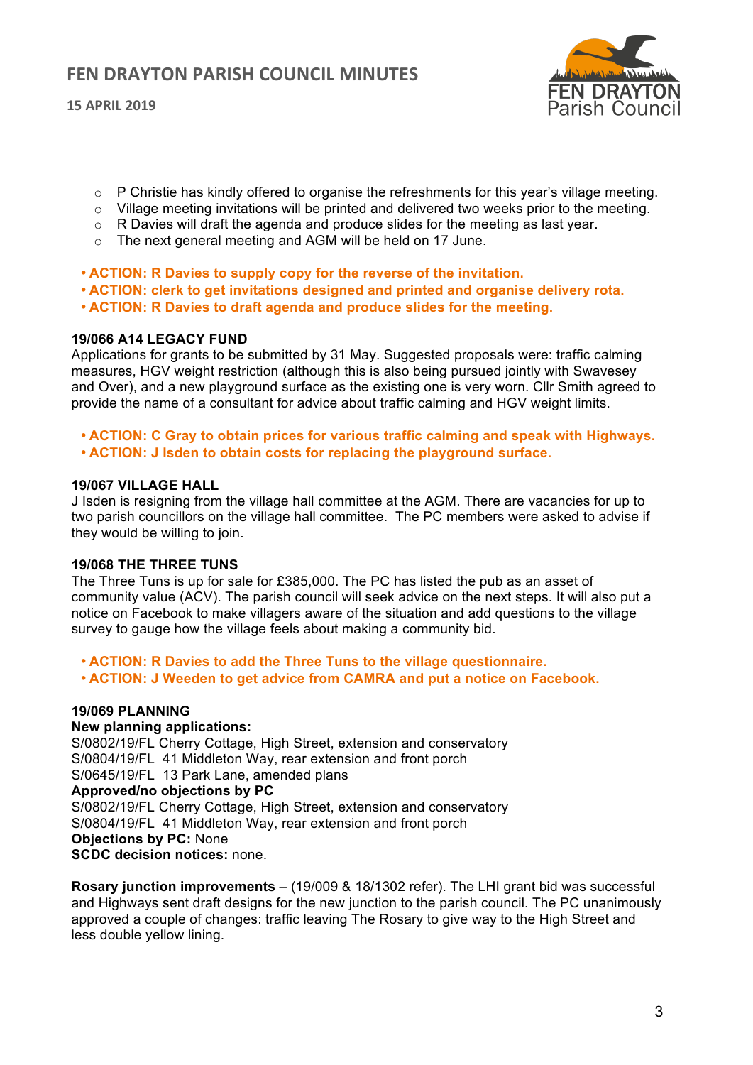- P Christie has kindly offered to organise the refreshments for this year's village meeting.
- Village meeting invitations will be printed and delivered two weeks prior to the meeting.
- R Davies will draft the agenda and produce slides for the meeting as last year.
- The next general meeting and AGM will be held on 17 June.

- **ACTION: R Davies to supply copy for the reverse of the invitation.**
- **ACTION: clerk to get invitations designed and printed and organise delivery rota.**
- **ACTION: R Davies to draft agenda and produce slides for the meeting.**

**19/066 A14 LEGACY FUND**

Applications for grants to be submitted by 31 May. Suggested proposals were: traffic calming measures, HGV weight restriction (although this is also being pursued jointly with Swavesey and Over), and a new playground surface as the existing one is very worn. Cllr Smith agreed to provide the name of a consultant for advice about traffic calming and HGV weight limits.

- **ACTION: C Gray to obtain prices for various traffic calming and speak with Highways.**
- **ACTION: J Isden to obtain costs for replacing the playground surface.**

**19/067 VILLAGE HALL**

J Isden is resigning from the village hall committee at the AGM. There are vacancies for up to two parish councillors on the village hall committee. The PC members were asked to advise if they would be willing to join.

**19/068 THE THREE TUNS**

The Three Tuns is up for sale for £385,000. The PC has listed the pub as an asset of community value (ACV). The parish council will seek advice on the next steps. It will also put a notice on Facebook to make villagers aware of the situation and add questions to the village survey to gauge how the village feels about making a community bid.

- **ACTION: R Davies to add the Three Tuns to the village questionnaire.**
- **ACTION: J Weeden to get advice from CAMRA and put a notice on Facebook.**

**19/069 PLANNING**

**New planning applications:**

S/0802/19/FL Cherry Cottage, High Street, extension and conservatory
S/0804/19/FL 41 Middleton Way, rear extension and front porch
S/0645/19/FL 13 Park Lane, amended plans

**Approved/no objections by PC**

S/0802/19/FL Cherry Cottage, High Street, extension and conservatory
S/0804/19/FL 41 Middleton Way, rear extension and front porch

**Objections by PC:** None

**SCDC decision notices:** none.

**Rosary junction improvements** – (19/009 & 18/1302 refer). The LHI grant bid was successful and Highways sent draft designs for the new junction to the parish council. The PC unanimously approved a couple of changes: traffic leaving The Rosary to give way to the High Street and less double yellow lining.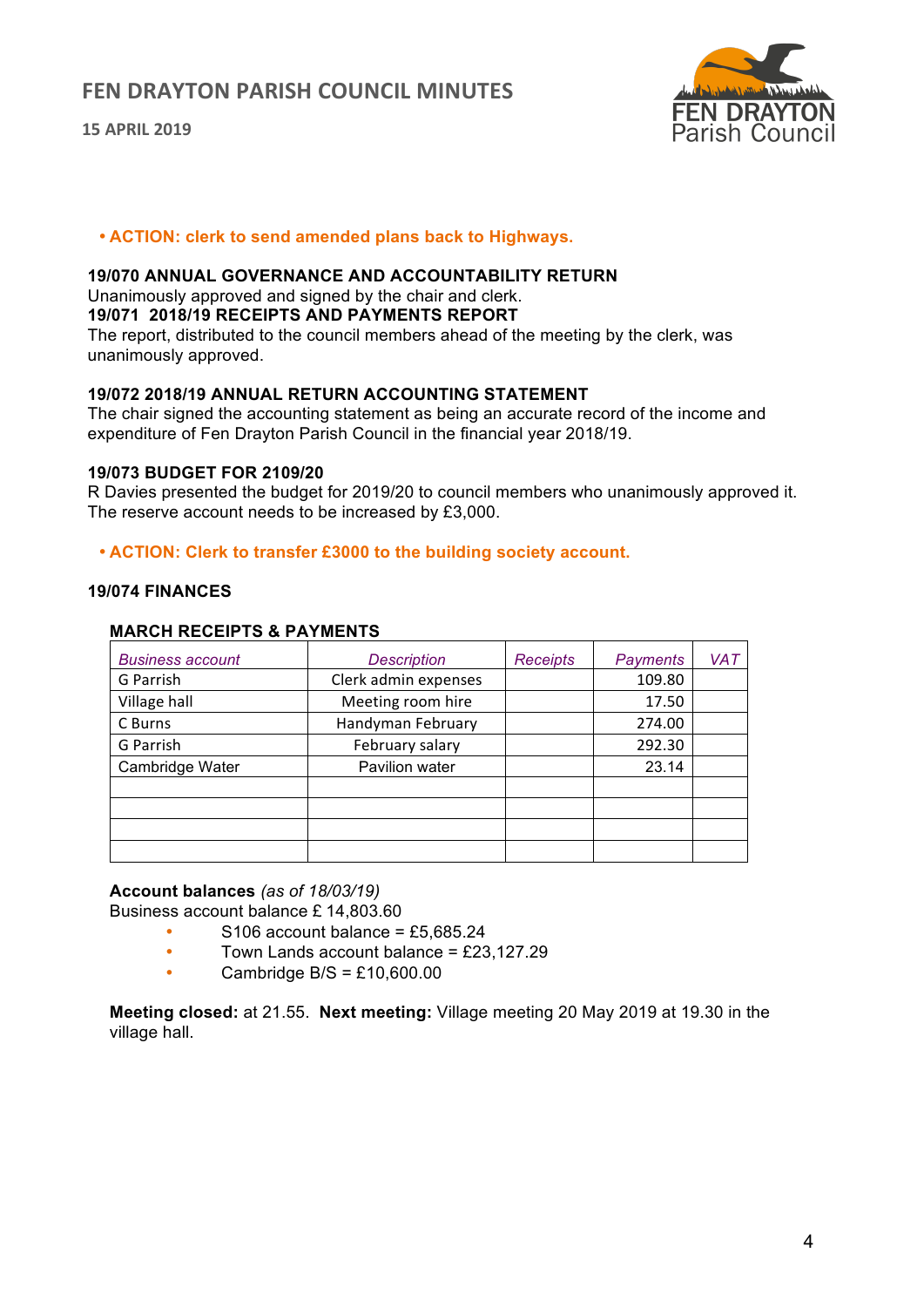- **ACTION: clerk to send amended plans back to Highways.**

**19/070 ANNUAL GOVERNANCE AND ACCOUNTABILITY RETURN**
Unanimously approved and signed by the chair and clerk.

**19/071 2018/19 RECEIPTS AND PAYMENTS REPORT**
The report, distributed to the council members ahead of the meeting by the clerk, was unanimously approved.

**19/072 2018/19 ANNUAL RETURN ACCOUNTING STATEMENT**
The chair signed the accounting statement as being an accurate record of the income and expenditure of Fen Drayton Parish Council in the financial year 2018/19.

**19/073 BUDGET FOR 2109/20**
R Davies presented the budget for 2019/20 to council members who unanimously approved it. The reserve account needs to be increased by £3,000.

- **ACTION: Clerk to transfer £3000 to the building society account.**

**19/074 FINANCES**

**MARCH RECEIPTS & PAYMENTS**

| *Business account* | *Description* | *Receipts* | *Payments* | *VAT* |
|---|---|---|---|---|
| G Parrish | Clerk admin expenses | | 109.80 | |
| Village hall | Meeting room hire | | 17.50 | |
| C Burns | Handyman February | | 274.00 | |
| G Parrish | February salary | | 292.30 | |
| Cambridge Water | Pavilion water | | 23.14 | |
| | | | | |
| | | | | |
| | | | | |
| | | | | |

**Account balances** *(as of 18/03/19)*
Business account balance £ 14,803.60

- S106 account balance = £5,685.24
- Town Lands account balance = £23,127.29
- Cambridge B/S = £10,600.00

**Meeting closed:** at 21.55. **Next meeting:** Village meeting 20 May 2019 at 19.30 in the village hall.